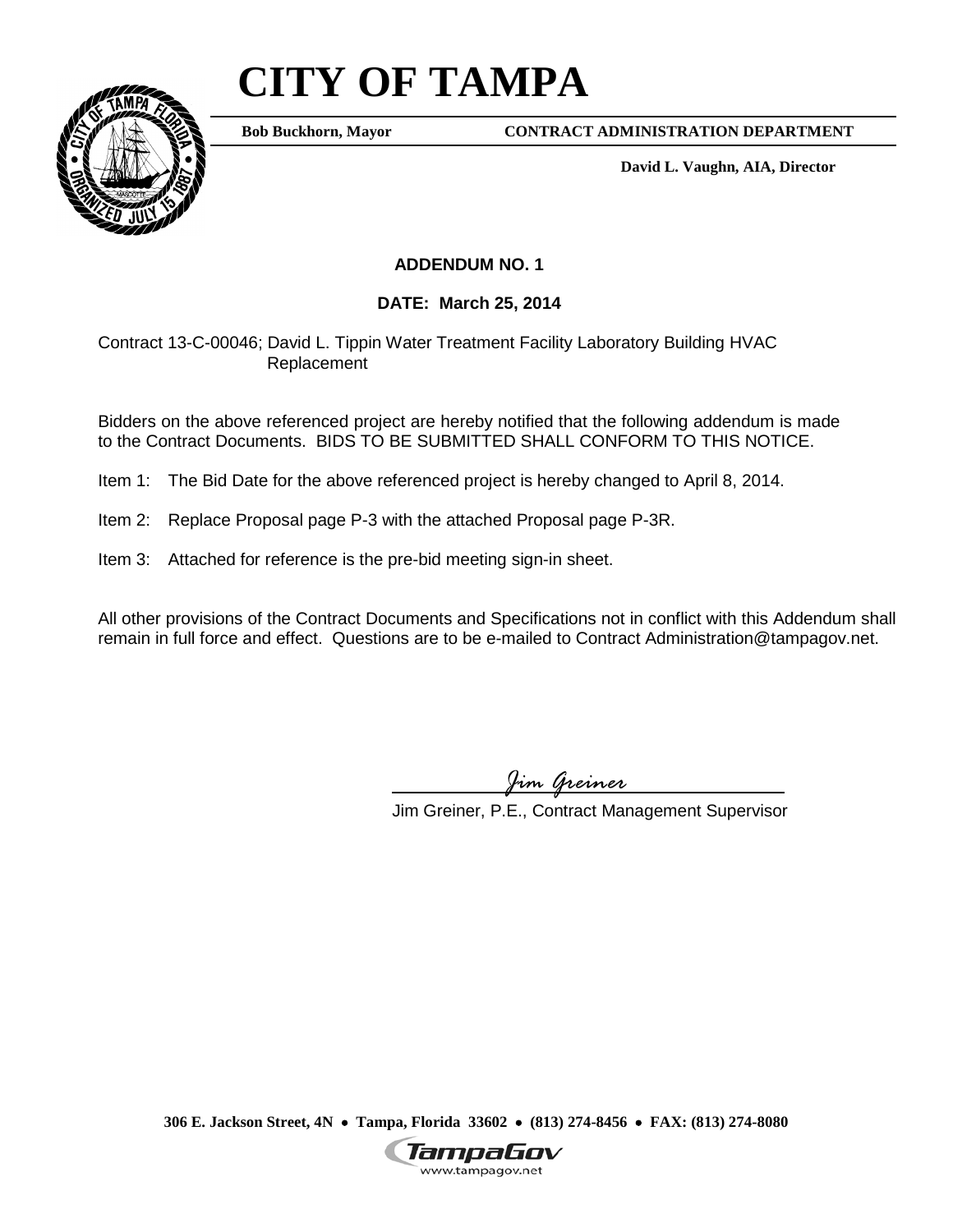# CITY OF TAMPA

**Bob Buckhorn, Mayor** **CONTRACT ADMINISTRATION DEPARTMENT**

**David L. Vaughn, AIA, Director**

**ADDENDUM NO. 1**

**DATE: March 25, 2014**

Contract 13-C-00046; David L. Tippin Water Treatment Facility Laboratory Building HVAC Replacement

Bidders on the above referenced project are hereby notified that the following addendum is made to the Contract Documents. BIDS TO BE SUBMITTED SHALL CONFORM TO THIS NOTICE.

Item 1: The Bid Date for the above referenced project is hereby changed to April 8, 2014.

Item 2: Replace Proposal page P-3 with the attached Proposal page P-3R.

Item 3: Attached for reference is the pre-bid meeting sign-in sheet.

All other provisions of the Contract Documents and Specifications not in conflict with this Addendum shall remain in full force and effect. Questions are to be e-mailed to Contract Administration@tampagov.net.

*Jim Greiner*

Jim Greiner, P.E., Contract Management Supervisor

**306 E. Jackson Street, 4N • Tampa, Florida 33602 • (813) 274-8456 • FAX: (813) 274-8080**

TampaGov
www.tampagov.net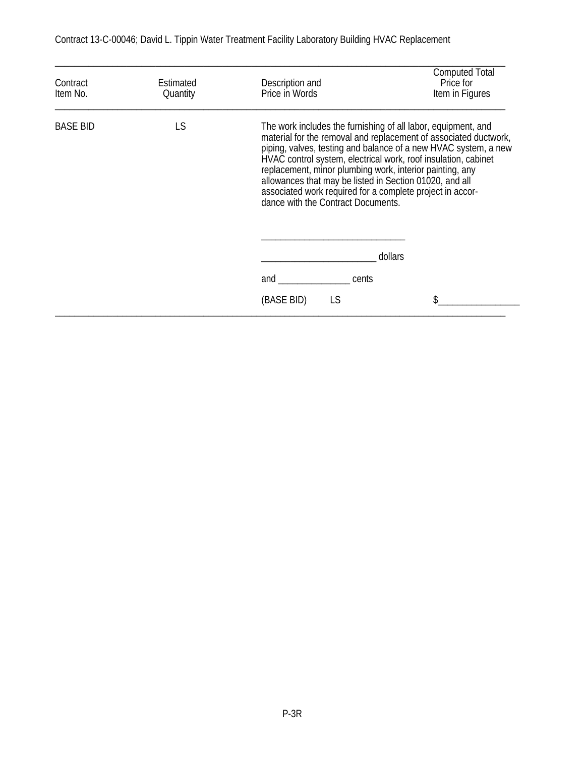Contract 13-C-00046; David L. Tippin Water Treatment Facility Laboratory Building HVAC Replacement

| Contract Item No. | Estimated Quantity | Description and Price in Words | Computed Total Price for Item in Figures |
|---|---|---|---|
| BASE BID | LS | The work includes the furnishing of all labor, equipment, and material for the removal and replacement of associated ductwork, piping, valves, testing and balance of a new HVAC system, a new HVAC control system, electrical work, roof insulation, cabinet replacement, minor plumbing work, interior painting, any allowances that may be listed in Section 01020, and all associated work required for a complete project in accordance with the Contract Documents.<br><br>______________________________<br><br>________________________ dollars<br><br>and _______________ cents<br><br>(BASE BID) LS | $_________________ |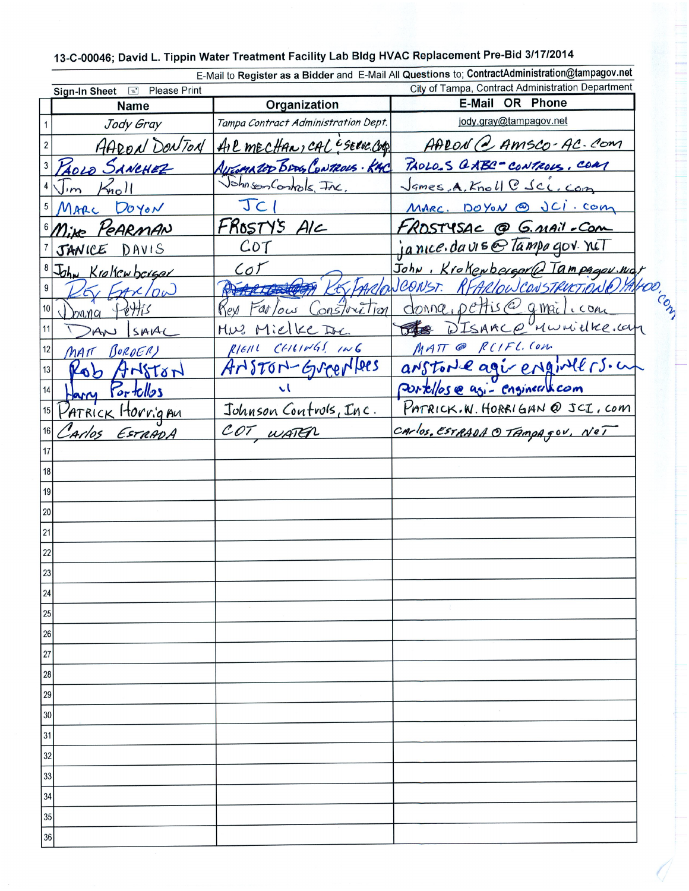## 13-C-00046; David L. Tippin Water Treatment Facility Lab Bldg HVAC Replacement Pre-Bid 3/17/2014

E-Mail to **Register as a Bidder** and E-Mail All **Questions** to; **ContractAdministration@tampagov.net**

**Sign-In Sheet** Please Print

City of Tampa, Contract Administration Department

| | Name | Organization | E-Mail OR Phone |
|---|---|---|---|
| 1 | Jody Gray | Tampa Contract Administration Dept. | jody.gray@tampagov.net |
| 2 | AARON DONTON | AIR MECHANICAL & SERVICE Corp | AARON@AMSCO-AC.COM |
| 3 | PAOLO SANCHEZ | AUTOMATED BLDG CONTROLS. KMC | PAOLO.S@ABC-CONTROLS.COM |
| 4 | Jim Knoll | Johnson Controls, Inc. | James.A.Knoll@jci.com |
| 5 | MARC DOYON | JCI | MARC.DOYON@JCI.COM |
| 6 | Mike PEARMAN | FROSTY'S A/C | FROSTYSAC@GMAIL.COM |
| 7 | JANICE DAVIS | COT | janice.davis@Tampagov.net |
| 8 | John Krokenberger | COT | John.Krokenberger@Tampagov.net |
| 9 | Rex Farlow | Rex Farlow CONST. | RFARLOWCONSTRUCTION@YAHOO.COM |
| 10 | Donna Pettis | Rex Farlow Construction | donna.pettis@gmail.com |
| 11 | DAN ISAAC | H.W. Mielke Inc. | DISAAC@HWMIELKE.COM |
| 12 | MATT BORDERS | RIGHT CEILINGS, INC | MATT@RCIFL.COM |
| 13 | Rob Anston | Anston-Greenlees | anston@agi-engineers.com |
| 14 | Harry Portellos | " | portellos@agi-engineers.com |
| 15 | PATRICK Horrigan | Johnson Controls, Inc. | PATRICK.W.HORRIGAN@JCI.COM |
| 16 | Carlos ESTRADA | COT, WATER | Carlos.ESTRADA@TAMPAGOV.NET |
| 17 | | | |
| 18 | | | |
| 19 | | | |
| 20 | | | |
| 21 | | | |
| 22 | | | |
| 23 | | | |
| 24 | | | |
| 25 | | | |
| 26 | | | |
| 27 | | | |
| 28 | | | |
| 29 | | | |
| 30 | | | |
| 31 | | | |
| 32 | | | |
| 33 | | | |
| 34 | | | |
| 35 | | | |
| 36 | | | |